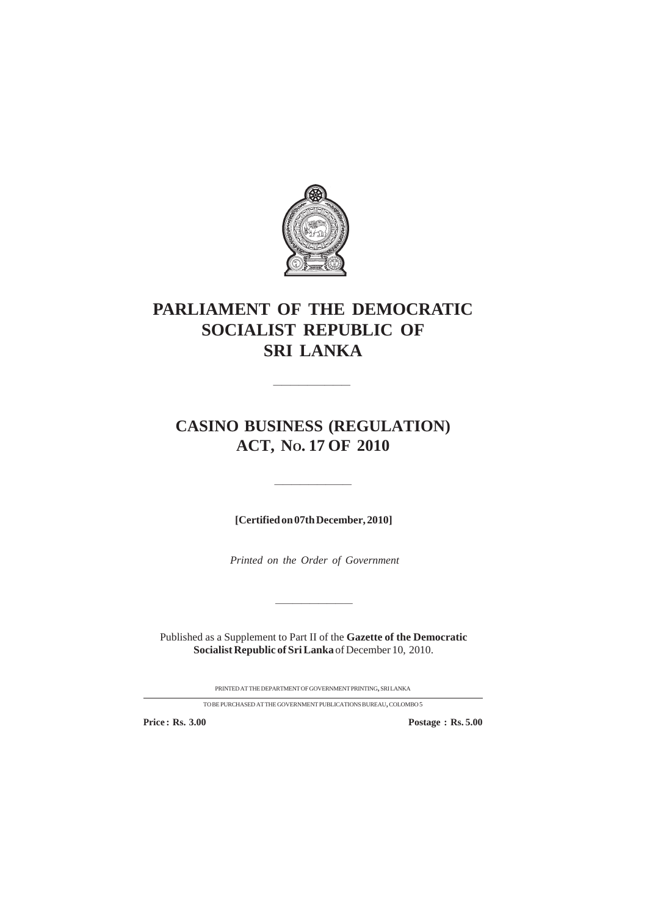# PARLIAMENT OF THE DEMOCRATIC SOCIALIST REPUBLIC OF SRI LANKA

---

# CASINO BUSINESS (REGULATION) ACT, No. 17 OF 2010

---

**[Certified on 07th December, 2010]**

*Printed on the Order of Government*

---

Published as a Supplement to Part II of the **Gazette of the Democratic Socialist Republic of Sri Lanka** of December 10, 2010.

PRINTED AT THE DEPARTMENT OF GOVERNMENT PRINTING, SRI LANKA

TO BE PURCHASED AT THE GOVERNMENT PUBLICATIONS BUREAU, COLOMBO 5

**Price : Rs. 3.00** **Postage : Rs. 5.00**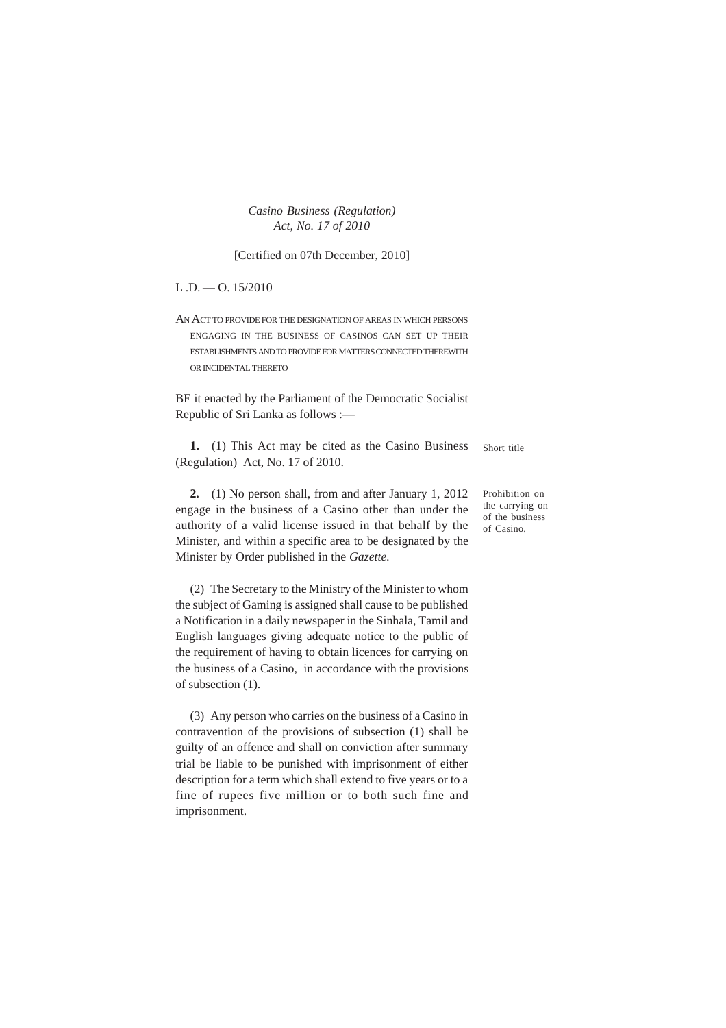*Casino Business (Regulation)*
*Act, No. 17 of 2010*

[Certified on 07th December, 2010]

L .D. — O. 15/2010

AN ACT TO PROVIDE FOR THE DESIGNATION OF AREAS IN WHICH PERSONS ENGAGING IN THE BUSINESS OF CASINOS CAN SET UP THEIR ESTABLISHMENTS AND TO PROVIDE FOR MATTERS CONNECTED THEREWITH OR INCIDENTAL THERETO

BE it enacted by the Parliament of the Democratic Socialist Republic of Sri Lanka as follows :—

Short title

**1.** (1) This Act may be cited as the Casino Business (Regulation) Act, No. 17 of 2010.

Prohibition on the carrying on of the business of Casino.

**2.** (1) No person shall, from and after January 1, 2012 engage in the business of a Casino other than under the authority of a valid license issued in that behalf by the Minister, and within a specific area to be designated by the Minister by Order published in the *Gazette.*

(2) The Secretary to the Ministry of the Minister to whom the subject of Gaming is assigned shall cause to be published a Notification in a daily newspaper in the Sinhala, Tamil and English languages giving adequate notice to the public of the requirement of having to obtain licences for carrying on the business of a Casino, in accordance with the provisions of subsection (1).

(3) Any person who carries on the business of a Casino in contravention of the provisions of subsection (1) shall be guilty of an offence and shall on conviction after summary trial be liable to be punished with imprisonment of either description for a term which shall extend to five years or to a fine of rupees five million or to both such fine and imprisonment.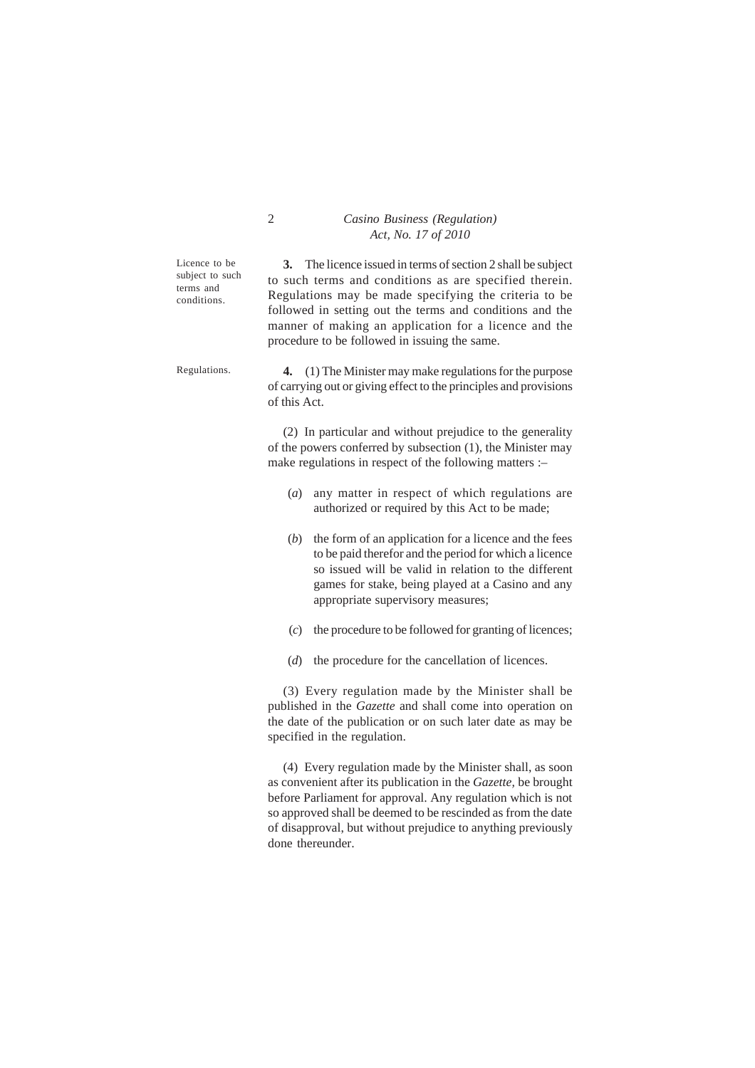Licence to be subject to such terms and conditions.

**3.** The licence issued in terms of section 2 shall be subject to such terms and conditions as are specified therein. Regulations may be made specifying the criteria to be followed in setting out the terms and conditions and the manner of making an application for a licence and the procedure to be followed in issuing the same.

Regulations.

**4.** (1) The Minister may make regulations for the purpose of carrying out or giving effect to the principles and provisions of this Act.

(2) In particular and without prejudice to the generality of the powers conferred by subsection (1), the Minister may make regulations in respect of the following matters :–

(*a*) any matter in respect of which regulations are authorized or required by this Act to be made;

(*b*) the form of an application for a licence and the fees to be paid therefor and the period for which a licence so issued will be valid in relation to the different games for stake, being played at a Casino and any appropriate supervisory measures;

(*c*) the procedure to be followed for granting of licences;

(*d*) the procedure for the cancellation of licences.

(3) Every regulation made by the Minister shall be published in the *Gazette* and shall come into operation on the date of the publication or on such later date as may be specified in the regulation.

(4) Every regulation made by the Minister shall, as soon as convenient after its publication in the *Gazette,* be brought before Parliament for approval. Any regulation which is not so approved shall be deemed to be rescinded as from the date of disapproval, but without prejudice to anything previously done thereunder.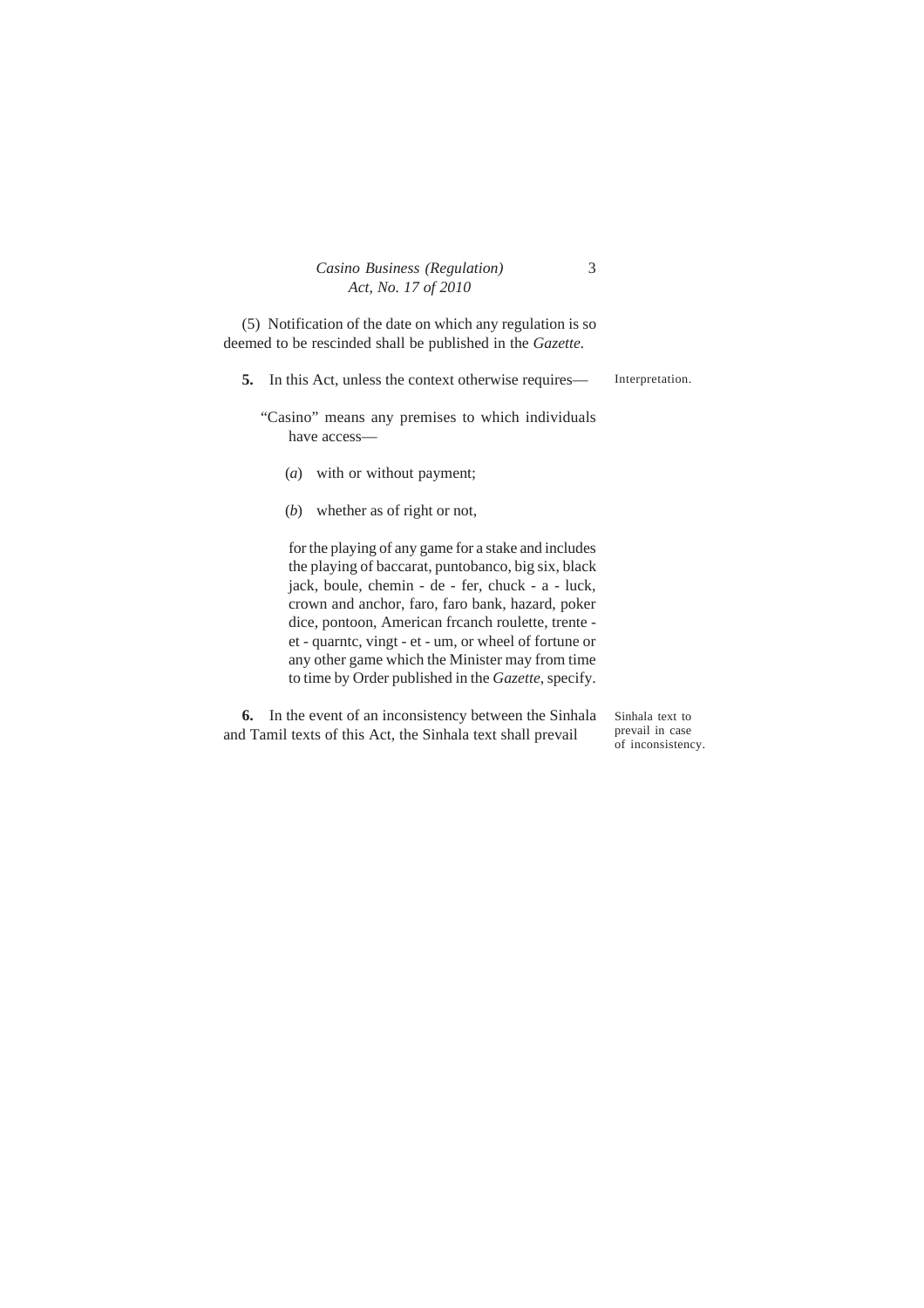(5) Notification of the date on which any regulation is so deemed to be rescinded shall be published in the *Gazette.*

**5.** In this Act, unless the context otherwise requires— Interpretation.

"Casino" means any premises to which individuals have access—

(*a*) with or without payment;

(*b*) whether as of right or not,

for the playing of any game for a stake and includes the playing of baccarat, puntobanco, big six, black jack, boule, chemin - de - fer, chuck - a - luck, crown and anchor, faro, faro bank, hazard, poker dice, pontoon, American frcanch roulette, trente - et - quarntc, vingt - et - um, or wheel of fortune or any other game which the Minister may from time to time by Order published in the *Gazette*, specify.

**6.** In the event of an inconsistency between the Sinhala and Tamil texts of this Act, the Sinhala text shall prevail

Sinhala text to prevail in case of inconsistency.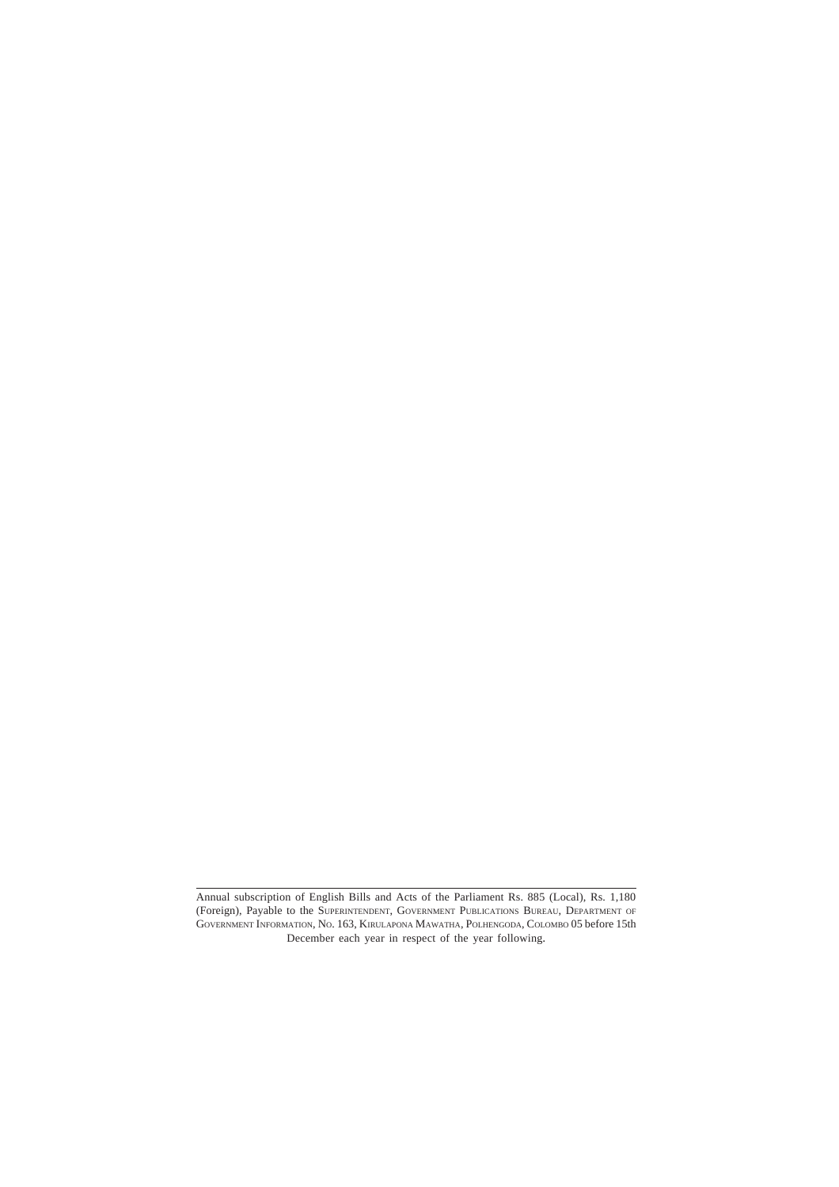Annual subscription of English Bills and Acts of the Parliament Rs. 885 (Local), Rs. 1,180 (Foreign), Payable to the SUPERINTENDENT, GOVERNMENT PUBLICATIONS BUREAU, DEPARTMENT OF GOVERNMENT INFORMATION, NO. 163, KIRULAPONA MAWATHA, POLHENGODA, COLOMBO 05 before 15th December each year in respect of the year following.